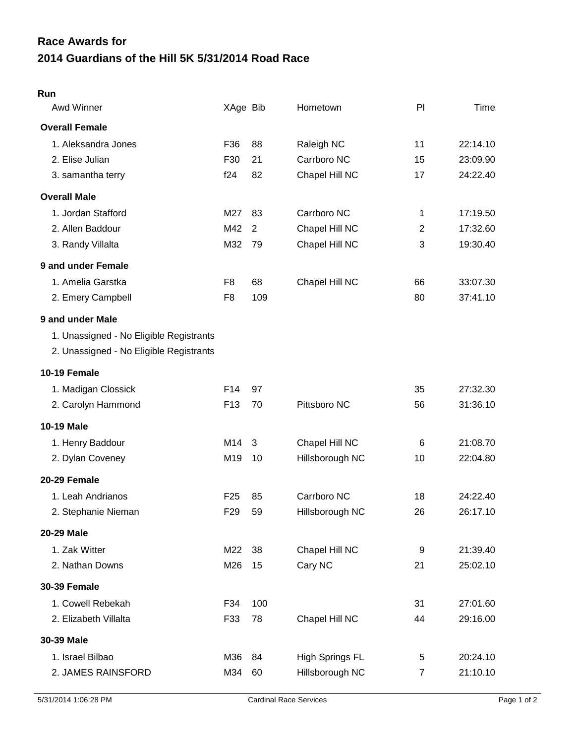# Race Awards for
# 2014 Guardians of the Hill 5K 5/31/2014 Road Race

**Run**

| Awd Winner | XAge | Bib | Hometown | Pl | Time |
|---|---|---|---|---|---|
| **Overall Female** | | | | | |
| 1. Aleksandra Jones | F36 | 88 | Raleigh NC | 11 | 22:14.10 |
| 2. Elise Julian | F30 | 21 | Carrboro NC | 15 | 23:09.90 |
| 3. samantha terry | f24 | 82 | Chapel Hill NC | 17 | 24:22.40 |
| **Overall Male** | | | | | |
| 1. Jordan Stafford | M27 | 83 | Carrboro NC | 1 | 17:19.50 |
| 2. Allen Baddour | M42 | 2 | Chapel Hill NC | 2 | 17:32.60 |
| 3. Randy Villalta | M32 | 79 | Chapel Hill NC | 3 | 19:30.40 |
| **9 and under Female** | | | | | |
| 1. Amelia Garstka | F8 | 68 | Chapel Hill NC | 66 | 33:07.30 |
| 2. Emery Campbell | F8 | 109 | | 80 | 37:41.10 |
| **9 and under Male** | | | | | |
| 1. Unassigned - No Eligible Registrants | | | | | |
| 2. Unassigned - No Eligible Registrants | | | | | |
| **10-19 Female** | | | | | |
| 1. Madigan Clossick | F14 | 97 | | 35 | 27:32.30 |
| 2. Carolyn Hammond | F13 | 70 | Pittsboro NC | 56 | 31:36.10 |
| **10-19 Male** | | | | | |
| 1. Henry Baddour | M14 | 3 | Chapel Hill NC | 6 | 21:08.70 |
| 2. Dylan Coveney | M19 | 10 | Hillsborough NC | 10 | 22:04.80 |
| **20-29 Female** | | | | | |
| 1. Leah Andrianos | F25 | 85 | Carrboro NC | 18 | 24:22.40 |
| 2. Stephanie Nieman | F29 | 59 | Hillsborough NC | 26 | 26:17.10 |
| **20-29 Male** | | | | | |
| 1. Zak Witter | M22 | 38 | Chapel Hill NC | 9 | 21:39.40 |
| 2. Nathan Downs | M26 | 15 | Cary NC | 21 | 25:02.10 |
| **30-39 Female** | | | | | |
| 1. Cowell Rebekah | F34 | 100 | | 31 | 27:01.60 |
| 2. Elizabeth Villalta | F33 | 78 | Chapel Hill NC | 44 | 29:16.00 |
| **30-39 Male** | | | | | |
| 1. Israel Bilbao | M36 | 84 | High Springs FL | 5 | 20:24.10 |
| 2. JAMES RAINSFORD | M34 | 60 | Hillsborough NC | 7 | 21:10.10 |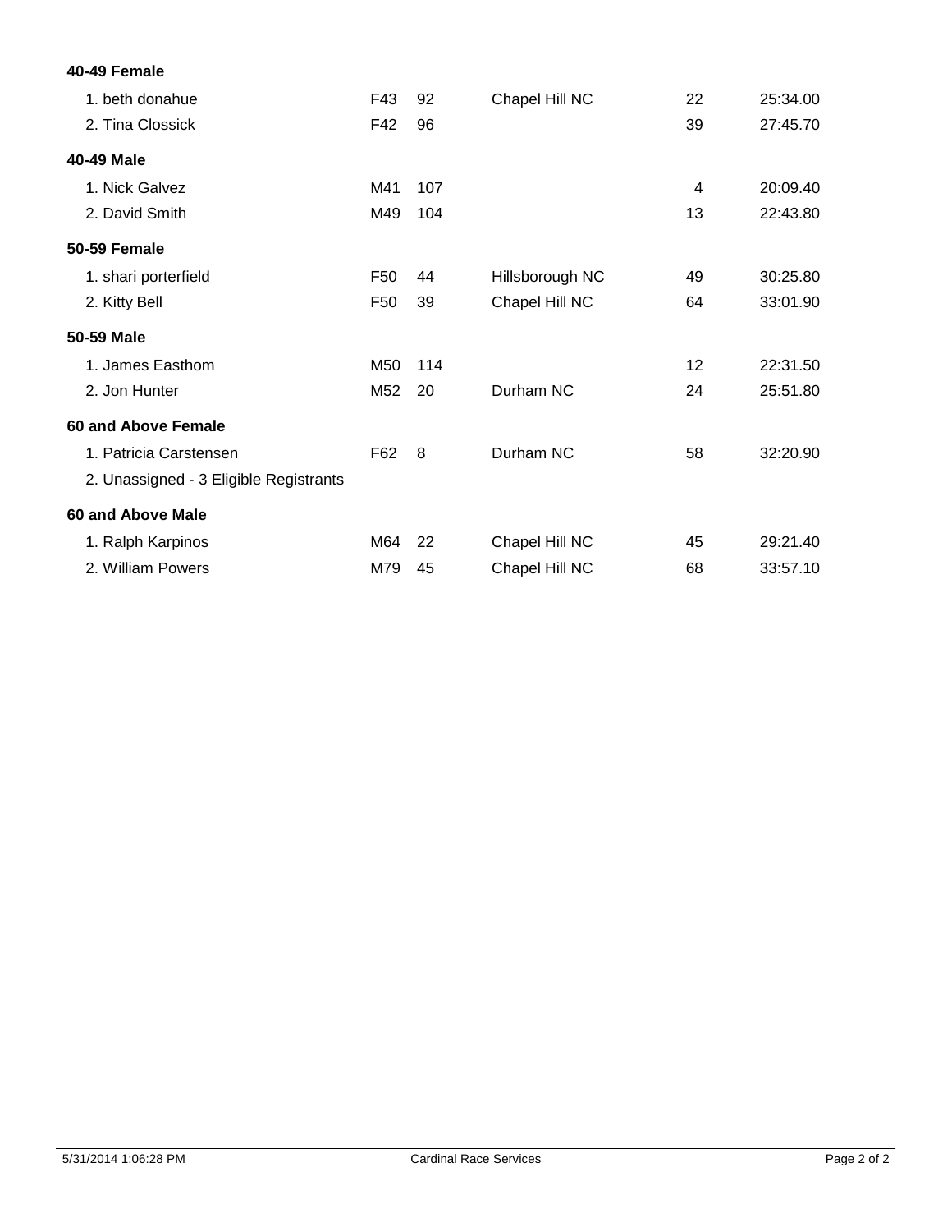**40-49 Female**

| | | | | | |
|---|---|---|---|---|---|
| 1. beth donahue | F43 | 92 | Chapel Hill NC | 22 | 25:34.00 |
| 2. Tina Clossick | F42 | 96 | | 39 | 27:45.70 |

**40-49 Male**

| | | | | | |
|---|---|---|---|---|---|
| 1. Nick Galvez | M41 | 107 | | 4 | 20:09.40 |
| 2. David Smith | M49 | 104 | | 13 | 22:43.80 |

**50-59 Female**

| | | | | | |
|---|---|---|---|---|---|
| 1. shari porterfield | F50 | 44 | Hillsborough NC | 49 | 30:25.80 |
| 2. Kitty Bell | F50 | 39 | Chapel Hill NC | 64 | 33:01.90 |

**50-59 Male**

| | | | | | |
|---|---|---|---|---|---|
| 1. James Easthom | M50 | 114 | | 12 | 22:31.50 |
| 2. Jon Hunter | M52 | 20 | Durham NC | 24 | 25:51.80 |

**60 and Above Female**

| | | | | | |
|---|---|---|---|---|---|
| 1. Patricia Carstensen | F62 | 8 | Durham NC | 58 | 32:20.90 |
| 2. Unassigned - 3 Eligible Registrants | | | | | |

**60 and Above Male**

| | | | | | |
|---|---|---|---|---|---|
| 1. Ralph Karpinos | M64 | 22 | Chapel Hill NC | 45 | 29:21.40 |
| 2. William Powers | M79 | 45 | Chapel Hill NC | 68 | 33:57.10 |